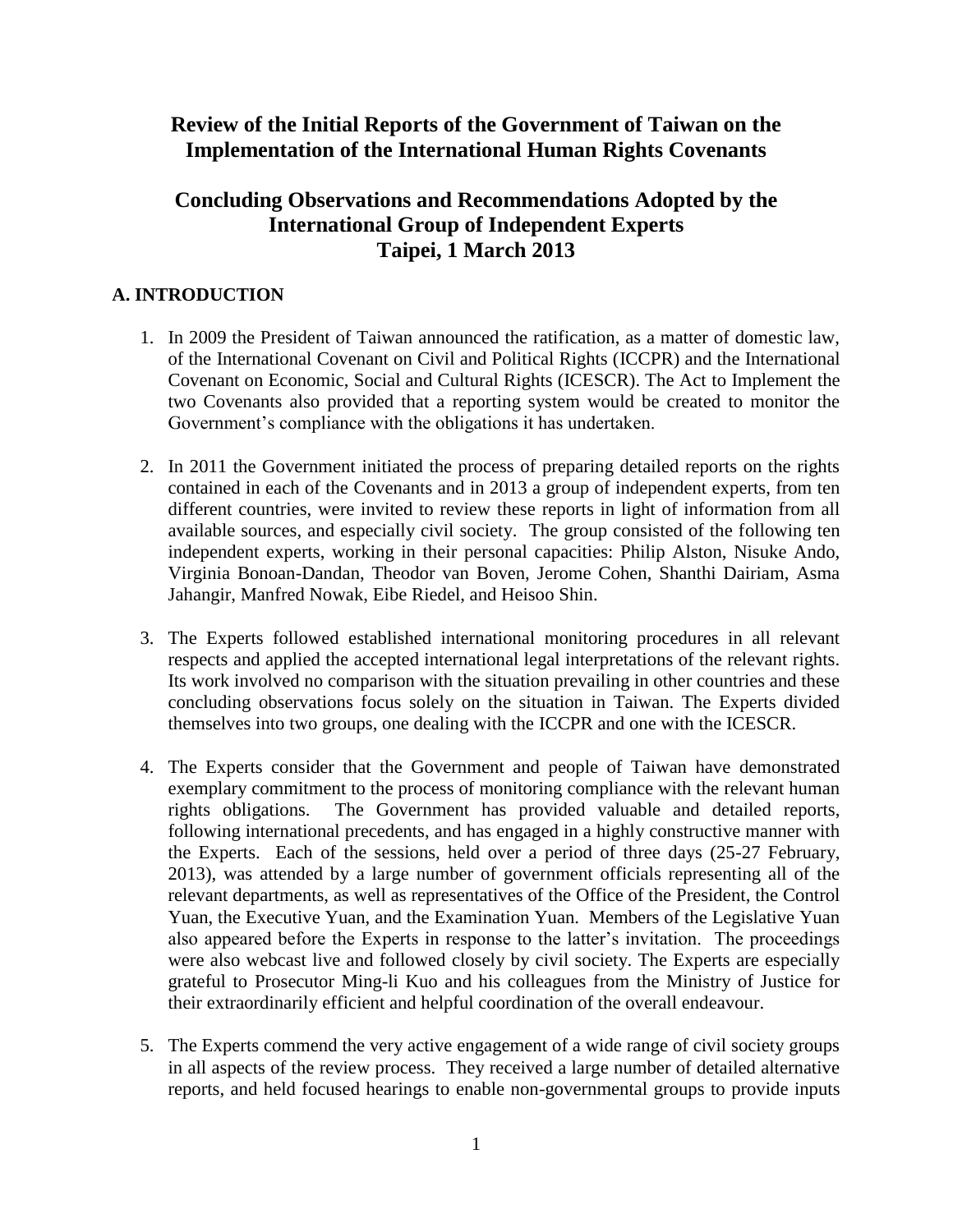# Review of the Initial Reports of the Government of Taiwan on the Implementation of the International Human Rights Covenants

# Concluding Observations and Recommendations Adopted by the International Group of Independent Experts Taipei, 1 March 2013

## A. INTRODUCTION

1. In 2009 the President of Taiwan announced the ratification, as a matter of domestic law, of the International Covenant on Civil and Political Rights (ICCPR) and the International Covenant on Economic, Social and Cultural Rights (ICESCR). The Act to Implement the two Covenants also provided that a reporting system would be created to monitor the Government's compliance with the obligations it has undertaken.

2. In 2011 the Government initiated the process of preparing detailed reports on the rights contained in each of the Covenants and in 2013 a group of independent experts, from ten different countries, were invited to review these reports in light of information from all available sources, and especially civil society. The group consisted of the following ten independent experts, working in their personal capacities: Philip Alston, Nisuke Ando, Virginia Bonoan-Dandan, Theodor van Boven, Jerome Cohen, Shanthi Dairiam, Asma Jahangir, Manfred Nowak, Eibe Riedel, and Heisoo Shin.

3. The Experts followed established international monitoring procedures in all relevant respects and applied the accepted international legal interpretations of the relevant rights. Its work involved no comparison with the situation prevailing in other countries and these concluding observations focus solely on the situation in Taiwan. The Experts divided themselves into two groups, one dealing with the ICCPR and one with the ICESCR.

4. The Experts consider that the Government and people of Taiwan have demonstrated exemplary commitment to the process of monitoring compliance with the relevant human rights obligations. The Government has provided valuable and detailed reports, following international precedents, and has engaged in a highly constructive manner with the Experts. Each of the sessions, held over a period of three days (25-27 February, 2013), was attended by a large number of government officials representing all of the relevant departments, as well as representatives of the Office of the President, the Control Yuan, the Executive Yuan, and the Examination Yuan. Members of the Legislative Yuan also appeared before the Experts in response to the latter's invitation. The proceedings were also webcast live and followed closely by civil society. The Experts are especially grateful to Prosecutor Ming-li Kuo and his colleagues from the Ministry of Justice for their extraordinarily efficient and helpful coordination of the overall endeavour.

5. The Experts commend the very active engagement of a wide range of civil society groups in all aspects of the review process. They received a large number of detailed alternative reports, and held focused hearings to enable non-governmental groups to provide inputs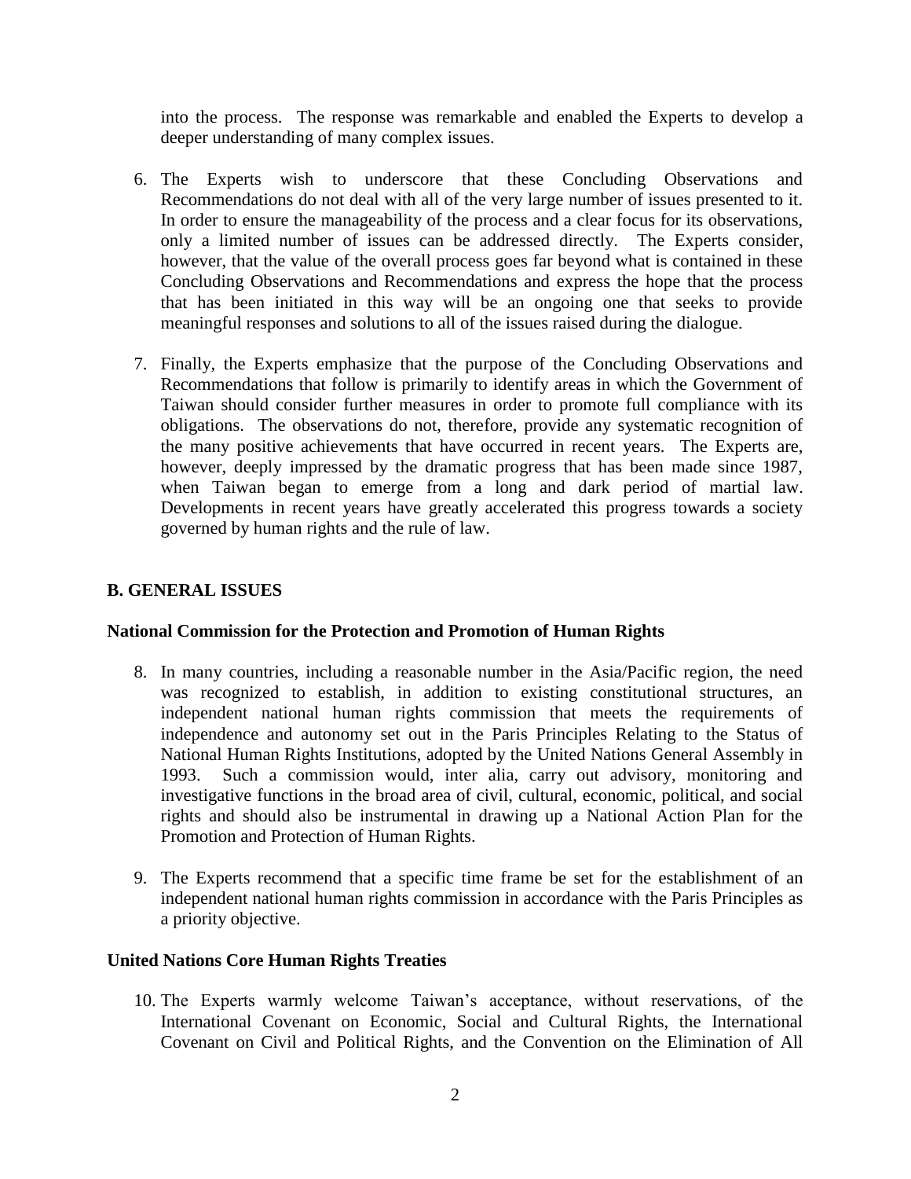into the process. The response was remarkable and enabled the Experts to develop a deeper understanding of many complex issues.

6. The Experts wish to underscore that these Concluding Observations and Recommendations do not deal with all of the very large number of issues presented to it. In order to ensure the manageability of the process and a clear focus for its observations, only a limited number of issues can be addressed directly. The Experts consider, however, that the value of the overall process goes far beyond what is contained in these Concluding Observations and Recommendations and express the hope that the process that has been initiated in this way will be an ongoing one that seeks to provide meaningful responses and solutions to all of the issues raised during the dialogue.

7. Finally, the Experts emphasize that the purpose of the Concluding Observations and Recommendations that follow is primarily to identify areas in which the Government of Taiwan should consider further measures in order to promote full compliance with its obligations. The observations do not, therefore, provide any systematic recognition of the many positive achievements that have occurred in recent years. The Experts are, however, deeply impressed by the dramatic progress that has been made since 1987, when Taiwan began to emerge from a long and dark period of martial law. Developments in recent years have greatly accelerated this progress towards a society governed by human rights and the rule of law.

## B. GENERAL ISSUES

### National Commission for the Protection and Promotion of Human Rights

8. In many countries, including a reasonable number in the Asia/Pacific region, the need was recognized to establish, in addition to existing constitutional structures, an independent national human rights commission that meets the requirements of independence and autonomy set out in the Paris Principles Relating to the Status of National Human Rights Institutions, adopted by the United Nations General Assembly in 1993. Such a commission would, inter alia, carry out advisory, monitoring and investigative functions in the broad area of civil, cultural, economic, political, and social rights and should also be instrumental in drawing up a National Action Plan for the Promotion and Protection of Human Rights.

9. The Experts recommend that a specific time frame be set for the establishment of an independent national human rights commission in accordance with the Paris Principles as a priority objective.

### United Nations Core Human Rights Treaties

10. The Experts warmly welcome Taiwan's acceptance, without reservations, of the International Covenant on Economic, Social and Cultural Rights, the International Covenant on Civil and Political Rights, and the Convention on the Elimination of All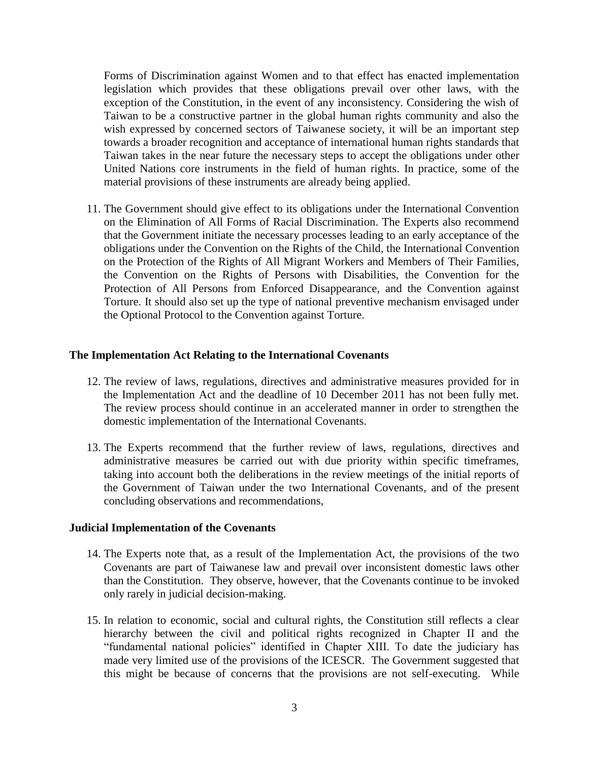Forms of Discrimination against Women and to that effect has enacted implementation legislation which provides that these obligations prevail over other laws, with the exception of the Constitution, in the event of any inconsistency. Considering the wish of Taiwan to be a constructive partner in the global human rights community and also the wish expressed by concerned sectors of Taiwanese society, it will be an important step towards a broader recognition and acceptance of international human rights standards that Taiwan takes in the near future the necessary steps to accept the obligations under other United Nations core instruments in the field of human rights. In practice, some of the material provisions of these instruments are already being applied.

11. The Government should give effect to its obligations under the International Convention on the Elimination of All Forms of Racial Discrimination. The Experts also recommend that the Government initiate the necessary processes leading to an early acceptance of the obligations under the Convention on the Rights of the Child, the International Convention on the Protection of the Rights of All Migrant Workers and Members of Their Families, the Convention on the Rights of Persons with Disabilities, the Convention for the Protection of All Persons from Enforced Disappearance, and the Convention against Torture. It should also set up the type of national preventive mechanism envisaged under the Optional Protocol to the Convention against Torture.

**The Implementation Act Relating to the International Covenants**

12. The review of laws, regulations, directives and administrative measures provided for in the Implementation Act and the deadline of 10 December 2011 has not been fully met. The review process should continue in an accelerated manner in order to strengthen the domestic implementation of the International Covenants.

13. The Experts recommend that the further review of laws, regulations, directives and administrative measures be carried out with due priority within specific timeframes, taking into account both the deliberations in the review meetings of the initial reports of the Government of Taiwan under the two International Covenants, and of the present concluding observations and recommendations,

**Judicial Implementation of the Covenants**

14. The Experts note that, as a result of the Implementation Act, the provisions of the two Covenants are part of Taiwanese law and prevail over inconsistent domestic laws other than the Constitution. They observe, however, that the Covenants continue to be invoked only rarely in judicial decision-making.

15. In relation to economic, social and cultural rights, the Constitution still reflects a clear hierarchy between the civil and political rights recognized in Chapter II and the "fundamental national policies" identified in Chapter XIII. To date the judiciary has made very limited use of the provisions of the ICESCR. The Government suggested that this might be because of concerns that the provisions are not self-executing. While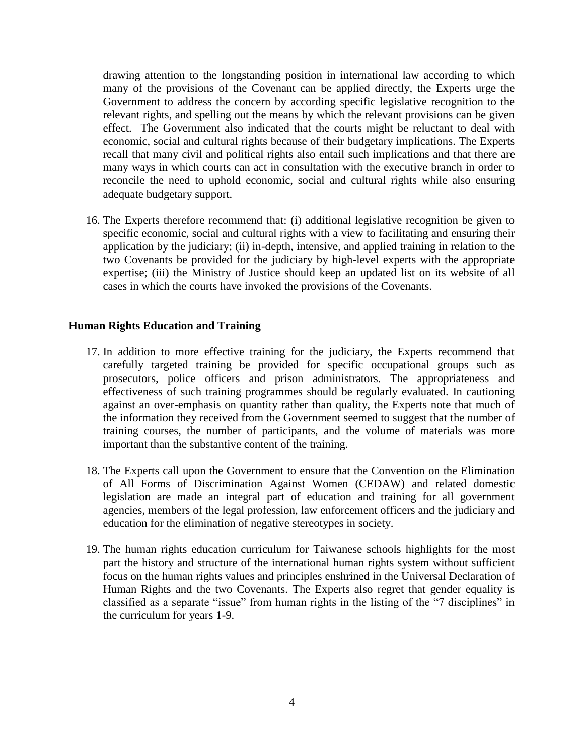drawing attention to the longstanding position in international law according to which many of the provisions of the Covenant can be applied directly, the Experts urge the Government to address the concern by according specific legislative recognition to the relevant rights, and spelling out the means by which the relevant provisions can be given effect. The Government also indicated that the courts might be reluctant to deal with economic, social and cultural rights because of their budgetary implications. The Experts recall that many civil and political rights also entail such implications and that there are many ways in which courts can act in consultation with the executive branch in order to reconcile the need to uphold economic, social and cultural rights while also ensuring adequate budgetary support.

16. The Experts therefore recommend that: (i) additional legislative recognition be given to specific economic, social and cultural rights with a view to facilitating and ensuring their application by the judiciary; (ii) in-depth, intensive, and applied training in relation to the two Covenants be provided for the judiciary by high-level experts with the appropriate expertise; (iii) the Ministry of Justice should keep an updated list on its website of all cases in which the courts have invoked the provisions of the Covenants.

**Human Rights Education and Training**

17. In addition to more effective training for the judiciary, the Experts recommend that carefully targeted training be provided for specific occupational groups such as prosecutors, police officers and prison administrators. The appropriateness and effectiveness of such training programmes should be regularly evaluated. In cautioning against an over-emphasis on quantity rather than quality, the Experts note that much of the information they received from the Government seemed to suggest that the number of training courses, the number of participants, and the volume of materials was more important than the substantive content of the training.

18. The Experts call upon the Government to ensure that the Convention on the Elimination of All Forms of Discrimination Against Women (CEDAW) and related domestic legislation are made an integral part of education and training for all government agencies, members of the legal profession, law enforcement officers and the judiciary and education for the elimination of negative stereotypes in society.

19. The human rights education curriculum for Taiwanese schools highlights for the most part the history and structure of the international human rights system without sufficient focus on the human rights values and principles enshrined in the Universal Declaration of Human Rights and the two Covenants. The Experts also regret that gender equality is classified as a separate "issue" from human rights in the listing of the "7 disciplines" in the curriculum for years 1-9.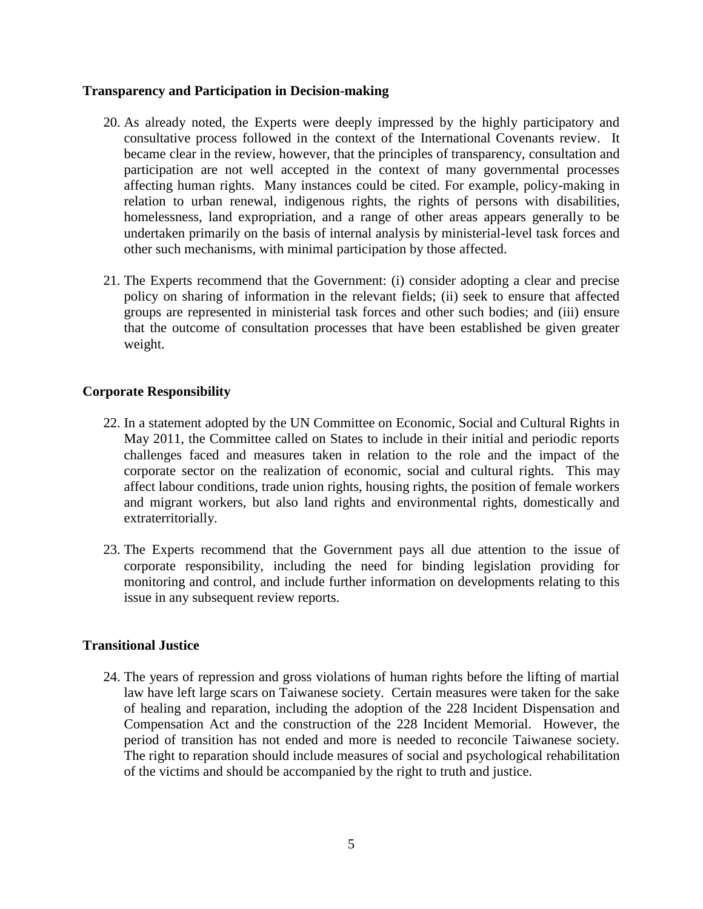**Transparency and Participation in Decision-making**

20. As already noted, the Experts were deeply impressed by the highly participatory and consultative process followed in the context of the International Covenants review. It became clear in the review, however, that the principles of transparency, consultation and participation are not well accepted in the context of many governmental processes affecting human rights. Many instances could be cited. For example, policy-making in relation to urban renewal, indigenous rights, the rights of persons with disabilities, homelessness, land expropriation, and a range of other areas appears generally to be undertaken primarily on the basis of internal analysis by ministerial-level task forces and other such mechanisms, with minimal participation by those affected.

21. The Experts recommend that the Government: (i) consider adopting a clear and precise policy on sharing of information in the relevant fields; (ii) seek to ensure that affected groups are represented in ministerial task forces and other such bodies; and (iii) ensure that the outcome of consultation processes that have been established be given greater weight.

**Corporate Responsibility**

22. In a statement adopted by the UN Committee on Economic, Social and Cultural Rights in May 2011, the Committee called on States to include in their initial and periodic reports challenges faced and measures taken in relation to the role and the impact of the corporate sector on the realization of economic, social and cultural rights. This may affect labour conditions, trade union rights, housing rights, the position of female workers and migrant workers, but also land rights and environmental rights, domestically and extraterritorially.

23. The Experts recommend that the Government pays all due attention to the issue of corporate responsibility, including the need for binding legislation providing for monitoring and control, and include further information on developments relating to this issue in any subsequent review reports.

**Transitional Justice**

24. The years of repression and gross violations of human rights before the lifting of martial law have left large scars on Taiwanese society. Certain measures were taken for the sake of healing and reparation, including the adoption of the 228 Incident Dispensation and Compensation Act and the construction of the 228 Incident Memorial. However, the period of transition has not ended and more is needed to reconcile Taiwanese society. The right to reparation should include measures of social and psychological rehabilitation of the victims and should be accompanied by the right to truth and justice.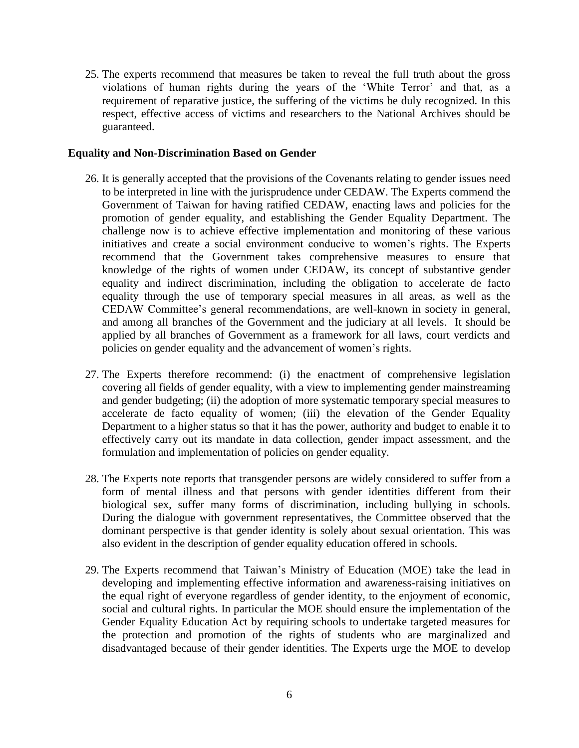25. The experts recommend that measures be taken to reveal the full truth about the gross violations of human rights during the years of the 'White Terror' and that, as a requirement of reparative justice, the suffering of the victims be duly recognized. In this respect, effective access of victims and researchers to the National Archives should be guaranteed.

**Equality and Non-Discrimination Based on Gender**

26. It is generally accepted that the provisions of the Covenants relating to gender issues need to be interpreted in line with the jurisprudence under CEDAW. The Experts commend the Government of Taiwan for having ratified CEDAW, enacting laws and policies for the promotion of gender equality, and establishing the Gender Equality Department. The challenge now is to achieve effective implementation and monitoring of these various initiatives and create a social environment conducive to women's rights. The Experts recommend that the Government takes comprehensive measures to ensure that knowledge of the rights of women under CEDAW, its concept of substantive gender equality and indirect discrimination, including the obligation to accelerate de facto equality through the use of temporary special measures in all areas, as well as the CEDAW Committee's general recommendations, are well-known in society in general, and among all branches of the Government and the judiciary at all levels. It should be applied by all branches of Government as a framework for all laws, court verdicts and policies on gender equality and the advancement of women's rights.

27. The Experts therefore recommend: (i) the enactment of comprehensive legislation covering all fields of gender equality, with a view to implementing gender mainstreaming and gender budgeting; (ii) the adoption of more systematic temporary special measures to accelerate de facto equality of women; (iii) the elevation of the Gender Equality Department to a higher status so that it has the power, authority and budget to enable it to effectively carry out its mandate in data collection, gender impact assessment, and the formulation and implementation of policies on gender equality.

28. The Experts note reports that transgender persons are widely considered to suffer from a form of mental illness and that persons with gender identities different from their biological sex, suffer many forms of discrimination, including bullying in schools. During the dialogue with government representatives, the Committee observed that the dominant perspective is that gender identity is solely about sexual orientation. This was also evident in the description of gender equality education offered in schools.

29. The Experts recommend that Taiwan's Ministry of Education (MOE) take the lead in developing and implementing effective information and awareness-raising initiatives on the equal right of everyone regardless of gender identity, to the enjoyment of economic, social and cultural rights. In particular the MOE should ensure the implementation of the Gender Equality Education Act by requiring schools to undertake targeted measures for the protection and promotion of the rights of students who are marginalized and disadvantaged because of their gender identities. The Experts urge the MOE to develop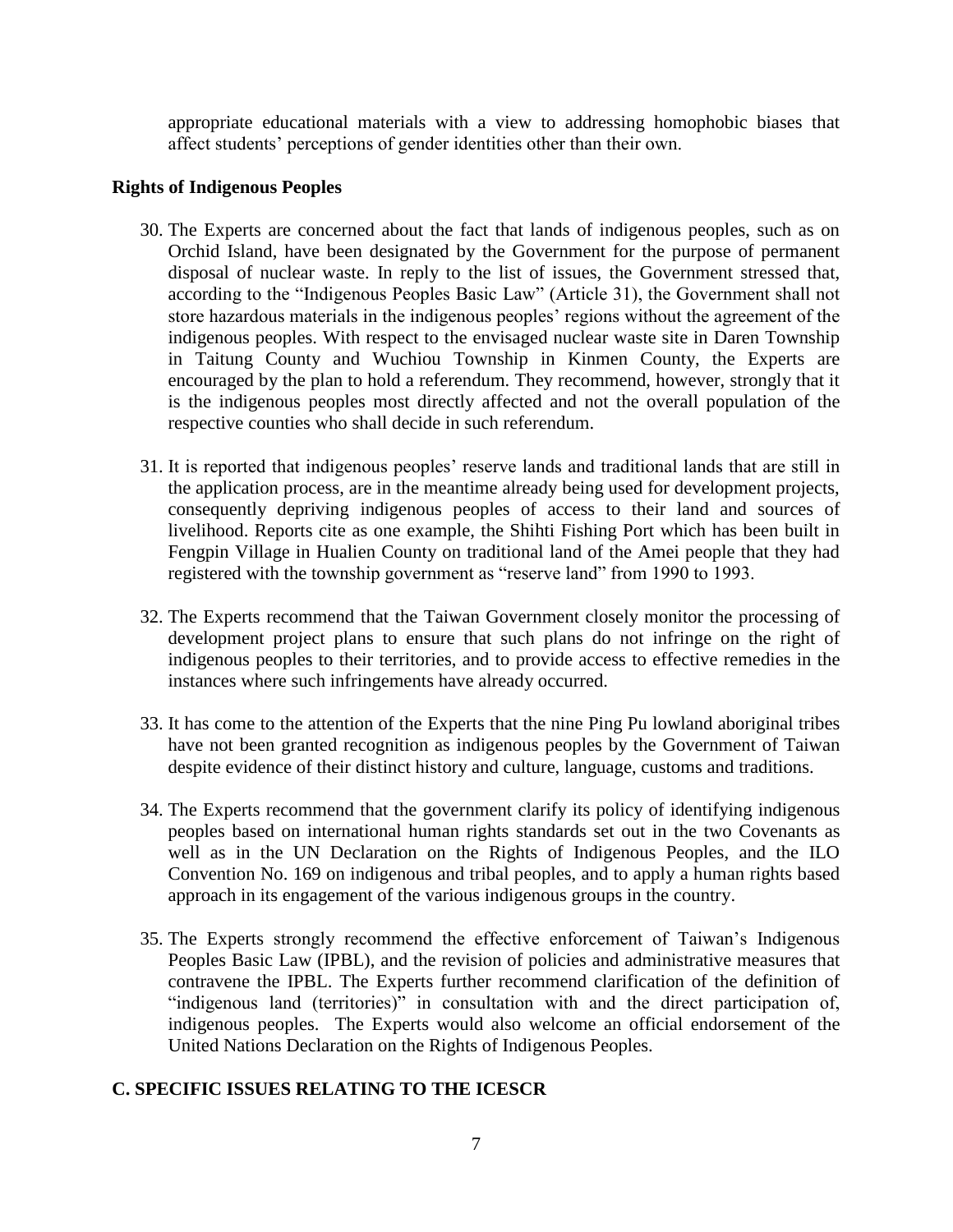appropriate educational materials with a view to addressing homophobic biases that affect students' perceptions of gender identities other than their own.

### Rights of Indigenous Peoples

30. The Experts are concerned about the fact that lands of indigenous peoples, such as on Orchid Island, have been designated by the Government for the purpose of permanent disposal of nuclear waste. In reply to the list of issues, the Government stressed that, according to the "Indigenous Peoples Basic Law" (Article 31), the Government shall not store hazardous materials in the indigenous peoples' regions without the agreement of the indigenous peoples. With respect to the envisaged nuclear waste site in Daren Township in Taitung County and Wuchiou Township in Kinmen County, the Experts are encouraged by the plan to hold a referendum. They recommend, however, strongly that it is the indigenous peoples most directly affected and not the overall population of the respective counties who shall decide in such referendum.

31. It is reported that indigenous peoples' reserve lands and traditional lands that are still in the application process, are in the meantime already being used for development projects, consequently depriving indigenous peoples of access to their land and sources of livelihood. Reports cite as one example, the Shihti Fishing Port which has been built in Fengpin Village in Hualien County on traditional land of the Amei people that they had registered with the township government as "reserve land" from 1990 to 1993.

32. The Experts recommend that the Taiwan Government closely monitor the processing of development project plans to ensure that such plans do not infringe on the right of indigenous peoples to their territories, and to provide access to effective remedies in the instances where such infringements have already occurred.

33. It has come to the attention of the Experts that the nine Ping Pu lowland aboriginal tribes have not been granted recognition as indigenous peoples by the Government of Taiwan despite evidence of their distinct history and culture, language, customs and traditions.

34. The Experts recommend that the government clarify its policy of identifying indigenous peoples based on international human rights standards set out in the two Covenants as well as in the UN Declaration on the Rights of Indigenous Peoples, and the ILO Convention No. 169 on indigenous and tribal peoples, and to apply a human rights based approach in its engagement of the various indigenous groups in the country.

35. The Experts strongly recommend the effective enforcement of Taiwan's Indigenous Peoples Basic Law (IPBL), and the revision of policies and administrative measures that contravene the IPBL. The Experts further recommend clarification of the definition of "indigenous land (territories)" in consultation with and the direct participation of, indigenous peoples. The Experts would also welcome an official endorsement of the United Nations Declaration on the Rights of Indigenous Peoples.

## C. SPECIFIC ISSUES RELATING TO THE ICESCR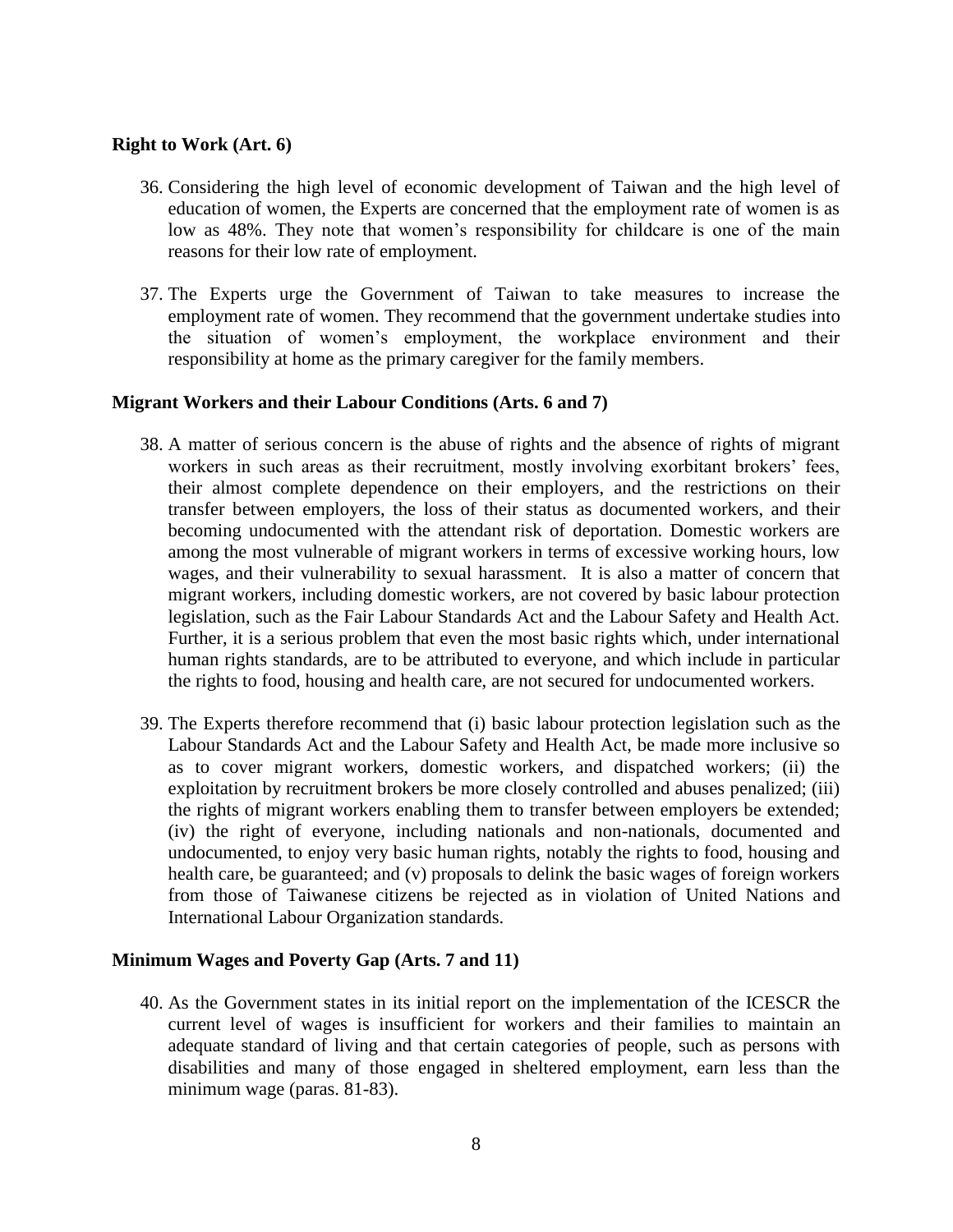**Right to Work (Art. 6)**

36. Considering the high level of economic development of Taiwan and the high level of education of women, the Experts are concerned that the employment rate of women is as low as 48%. They note that women's responsibility for childcare is one of the main reasons for their low rate of employment.

37. The Experts urge the Government of Taiwan to take measures to increase the employment rate of women. They recommend that the government undertake studies into the situation of women's employment, the workplace environment and their responsibility at home as the primary caregiver for the family members.

**Migrant Workers and their Labour Conditions (Arts. 6 and 7)**

38. A matter of serious concern is the abuse of rights and the absence of rights of migrant workers in such areas as their recruitment, mostly involving exorbitant brokers' fees, their almost complete dependence on their employers, and the restrictions on their transfer between employers, the loss of their status as documented workers, and their becoming undocumented with the attendant risk of deportation. Domestic workers are among the most vulnerable of migrant workers in terms of excessive working hours, low wages, and their vulnerability to sexual harassment. It is also a matter of concern that migrant workers, including domestic workers, are not covered by basic labour protection legislation, such as the Fair Labour Standards Act and the Labour Safety and Health Act. Further, it is a serious problem that even the most basic rights which, under international human rights standards, are to be attributed to everyone, and which include in particular the rights to food, housing and health care, are not secured for undocumented workers.

39. The Experts therefore recommend that (i) basic labour protection legislation such as the Labour Standards Act and the Labour Safety and Health Act, be made more inclusive so as to cover migrant workers, domestic workers, and dispatched workers; (ii) the exploitation by recruitment brokers be more closely controlled and abuses penalized; (iii) the rights of migrant workers enabling them to transfer between employers be extended; (iv) the right of everyone, including nationals and non-nationals, documented and undocumented, to enjoy very basic human rights, notably the rights to food, housing and health care, be guaranteed; and (v) proposals to delink the basic wages of foreign workers from those of Taiwanese citizens be rejected as in violation of United Nations and International Labour Organization standards.

**Minimum Wages and Poverty Gap (Arts. 7 and 11)**

40. As the Government states in its initial report on the implementation of the ICESCR the current level of wages is insufficient for workers and their families to maintain an adequate standard of living and that certain categories of people, such as persons with disabilities and many of those engaged in sheltered employment, earn less than the minimum wage (paras. 81-83).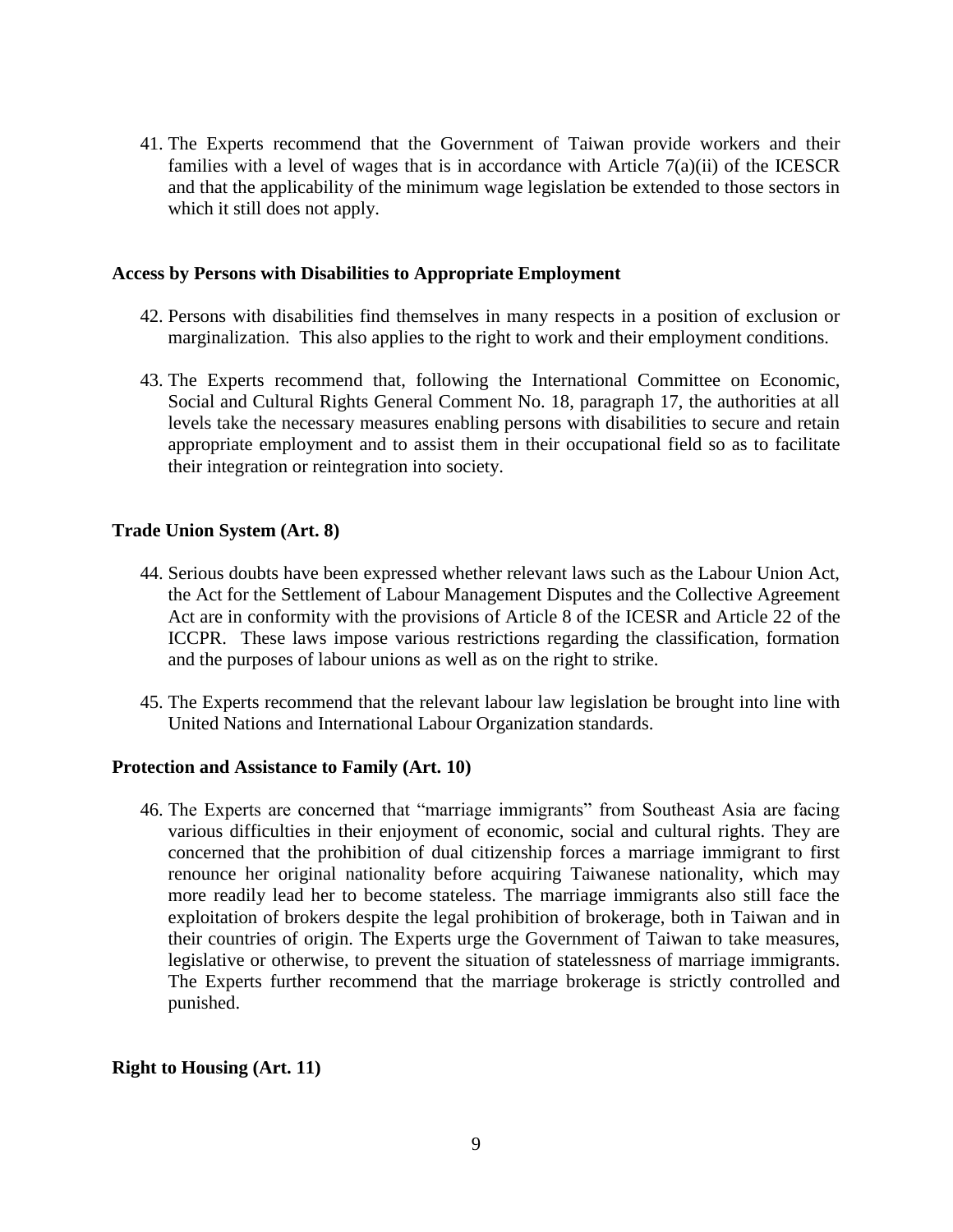41. The Experts recommend that the Government of Taiwan provide workers and their families with a level of wages that is in accordance with Article 7(a)(ii) of the ICESCR and that the applicability of the minimum wage legislation be extended to those sectors in which it still does not apply.

**Access by Persons with Disabilities to Appropriate Employment**

42. Persons with disabilities find themselves in many respects in a position of exclusion or marginalization. This also applies to the right to work and their employment conditions.

43. The Experts recommend that, following the International Committee on Economic, Social and Cultural Rights General Comment No. 18, paragraph 17, the authorities at all levels take the necessary measures enabling persons with disabilities to secure and retain appropriate employment and to assist them in their occupational field so as to facilitate their integration or reintegration into society.

**Trade Union System (Art. 8)**

44. Serious doubts have been expressed whether relevant laws such as the Labour Union Act, the Act for the Settlement of Labour Management Disputes and the Collective Agreement Act are in conformity with the provisions of Article 8 of the ICESR and Article 22 of the ICCPR. These laws impose various restrictions regarding the classification, formation and the purposes of labour unions as well as on the right to strike.

45. The Experts recommend that the relevant labour law legislation be brought into line with United Nations and International Labour Organization standards.

**Protection and Assistance to Family (Art. 10)**

46. The Experts are concerned that "marriage immigrants" from Southeast Asia are facing various difficulties in their enjoyment of economic, social and cultural rights. They are concerned that the prohibition of dual citizenship forces a marriage immigrant to first renounce her original nationality before acquiring Taiwanese nationality, which may more readily lead her to become stateless. The marriage immigrants also still face the exploitation of brokers despite the legal prohibition of brokerage, both in Taiwan and in their countries of origin. The Experts urge the Government of Taiwan to take measures, legislative or otherwise, to prevent the situation of statelessness of marriage immigrants. The Experts further recommend that the marriage brokerage is strictly controlled and punished.

**Right to Housing (Art. 11)**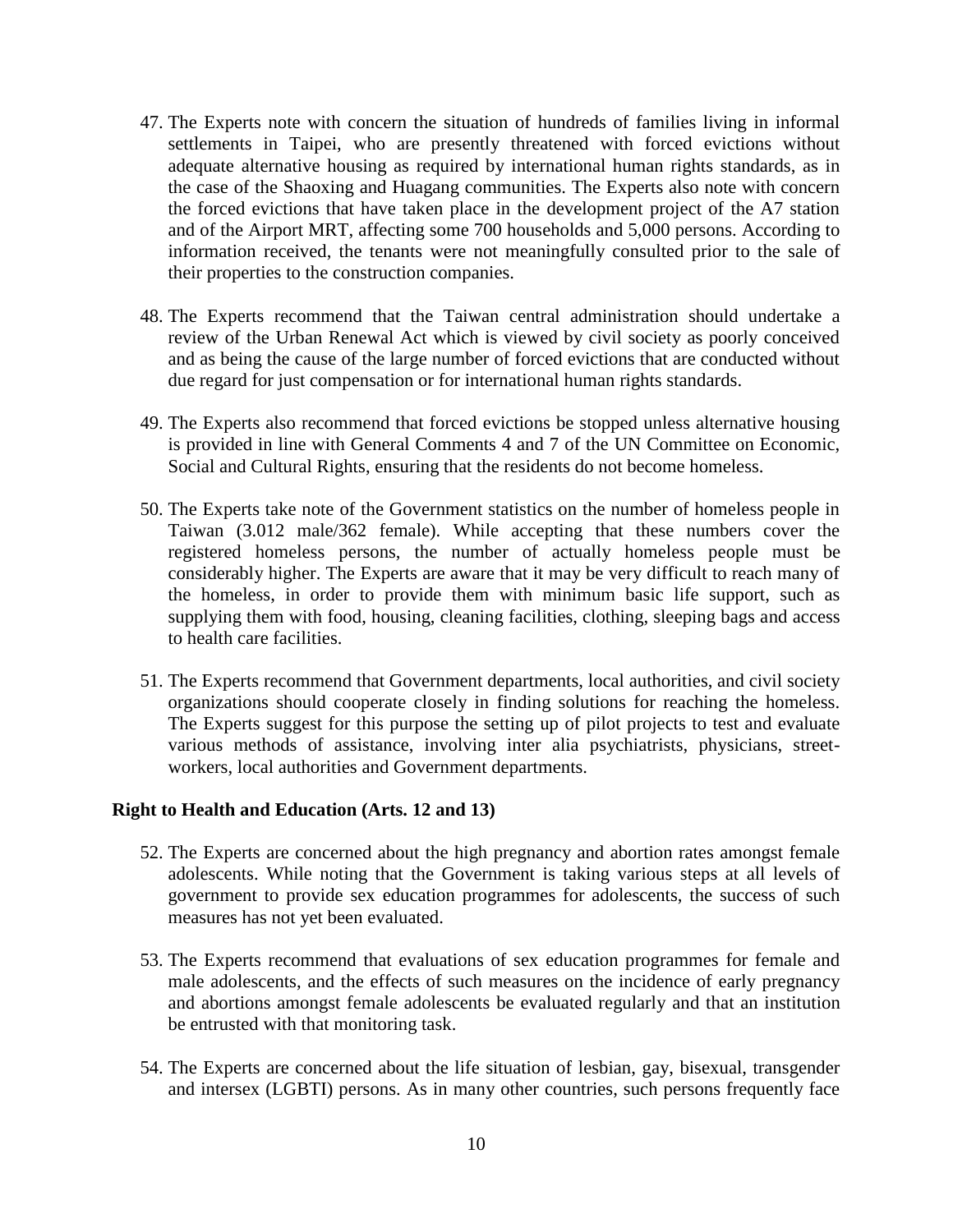47. The Experts note with concern the situation of hundreds of families living in informal settlements in Taipei, who are presently threatened with forced evictions without adequate alternative housing as required by international human rights standards, as in the case of the Shaoxing and Huagang communities. The Experts also note with concern the forced evictions that have taken place in the development project of the A7 station and of the Airport MRT, affecting some 700 households and 5,000 persons. According to information received, the tenants were not meaningfully consulted prior to the sale of their properties to the construction companies.

48. The Experts recommend that the Taiwan central administration should undertake a review of the Urban Renewal Act which is viewed by civil society as poorly conceived and as being the cause of the large number of forced evictions that are conducted without due regard for just compensation or for international human rights standards.

49. The Experts also recommend that forced evictions be stopped unless alternative housing is provided in line with General Comments 4 and 7 of the UN Committee on Economic, Social and Cultural Rights, ensuring that the residents do not become homeless.

50. The Experts take note of the Government statistics on the number of homeless people in Taiwan (3.012 male/362 female). While accepting that these numbers cover the registered homeless persons, the number of actually homeless people must be considerably higher. The Experts are aware that it may be very difficult to reach many of the homeless, in order to provide them with minimum basic life support, such as supplying them with food, housing, cleaning facilities, clothing, sleeping bags and access to health care facilities.

51. The Experts recommend that Government departments, local authorities, and civil society organizations should cooperate closely in finding solutions for reaching the homeless. The Experts suggest for this purpose the setting up of pilot projects to test and evaluate various methods of assistance, involving inter alia psychiatrists, physicians, street-workers, local authorities and Government departments.

**Right to Health and Education (Arts. 12 and 13)**

52. The Experts are concerned about the high pregnancy and abortion rates amongst female adolescents. While noting that the Government is taking various steps at all levels of government to provide sex education programmes for adolescents, the success of such measures has not yet been evaluated.

53. The Experts recommend that evaluations of sex education programmes for female and male adolescents, and the effects of such measures on the incidence of early pregnancy and abortions amongst female adolescents be evaluated regularly and that an institution be entrusted with that monitoring task.

54. The Experts are concerned about the life situation of lesbian, gay, bisexual, transgender and intersex (LGBTI) persons. As in many other countries, such persons frequently face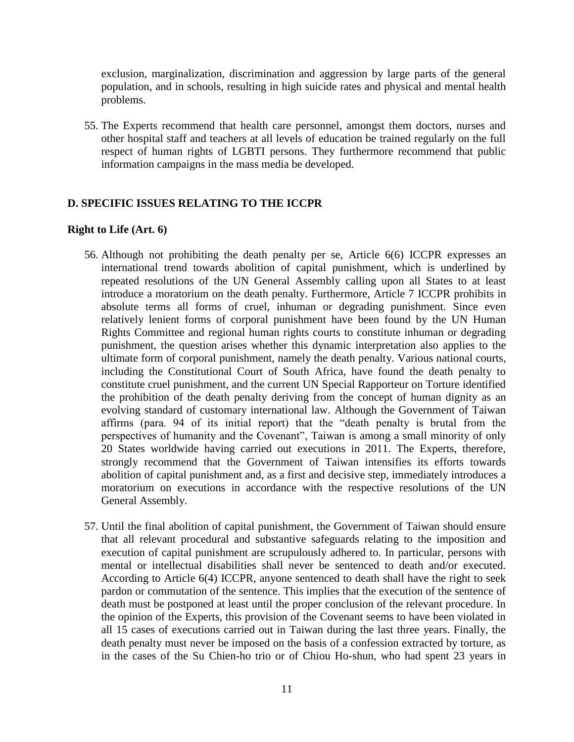exclusion, marginalization, discrimination and aggression by large parts of the general population, and in schools, resulting in high suicide rates and physical and mental health problems.

55. The Experts recommend that health care personnel, amongst them doctors, nurses and other hospital staff and teachers at all levels of education be trained regularly on the full respect of human rights of LGBTI persons. They furthermore recommend that public information campaigns in the mass media be developed.

## D. SPECIFIC ISSUES RELATING TO THE ICCPR

### Right to Life (Art. 6)

56. Although not prohibiting the death penalty per se, Article 6(6) ICCPR expresses an international trend towards abolition of capital punishment, which is underlined by repeated resolutions of the UN General Assembly calling upon all States to at least introduce a moratorium on the death penalty. Furthermore, Article 7 ICCPR prohibits in absolute terms all forms of cruel, inhuman or degrading punishment. Since even relatively lenient forms of corporal punishment have been found by the UN Human Rights Committee and regional human rights courts to constitute inhuman or degrading punishment, the question arises whether this dynamic interpretation also applies to the ultimate form of corporal punishment, namely the death penalty. Various national courts, including the Constitutional Court of South Africa, have found the death penalty to constitute cruel punishment, and the current UN Special Rapporteur on Torture identified the prohibition of the death penalty deriving from the concept of human dignity as an evolving standard of customary international law. Although the Government of Taiwan affirms (para. 94 of its initial report) that the "death penalty is brutal from the perspectives of humanity and the Covenant", Taiwan is among a small minority of only 20 States worldwide having carried out executions in 2011. The Experts, therefore, strongly recommend that the Government of Taiwan intensifies its efforts towards abolition of capital punishment and, as a first and decisive step, immediately introduces a moratorium on executions in accordance with the respective resolutions of the UN General Assembly.

57. Until the final abolition of capital punishment, the Government of Taiwan should ensure that all relevant procedural and substantive safeguards relating to the imposition and execution of capital punishment are scrupulously adhered to. In particular, persons with mental or intellectual disabilities shall never be sentenced to death and/or executed. According to Article 6(4) ICCPR, anyone sentenced to death shall have the right to seek pardon or commutation of the sentence. This implies that the execution of the sentence of death must be postponed at least until the proper conclusion of the relevant procedure. In the opinion of the Experts, this provision of the Covenant seems to have been violated in all 15 cases of executions carried out in Taiwan during the last three years. Finally, the death penalty must never be imposed on the basis of a confession extracted by torture, as in the cases of the Su Chien-ho trio or of Chiou Ho-shun, who had spent 23 years in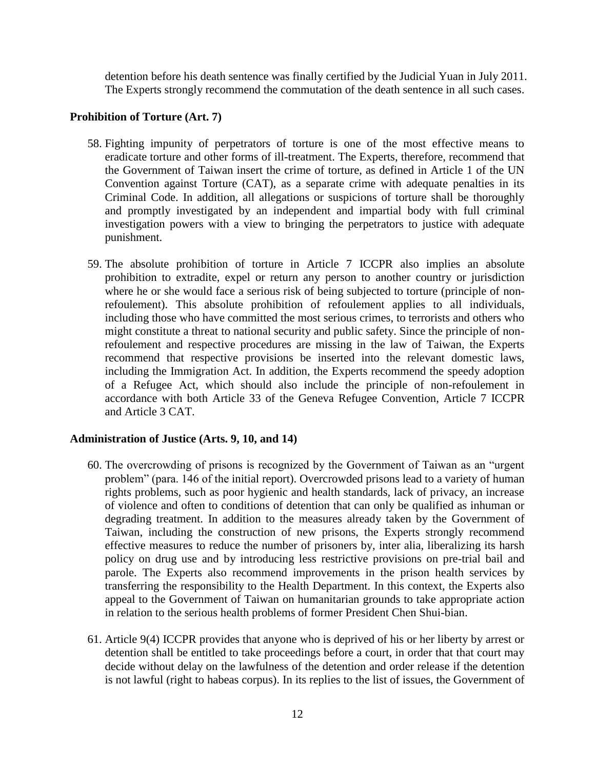detention before his death sentence was finally certified by the Judicial Yuan in July 2011. The Experts strongly recommend the commutation of the death sentence in all such cases.

### Prohibition of Torture (Art. 7)

58. Fighting impunity of perpetrators of torture is one of the most effective means to eradicate torture and other forms of ill-treatment. The Experts, therefore, recommend that the Government of Taiwan insert the crime of torture, as defined in Article 1 of the UN Convention against Torture (CAT), as a separate crime with adequate penalties in its Criminal Code. In addition, all allegations or suspicions of torture shall be thoroughly and promptly investigated by an independent and impartial body with full criminal investigation powers with a view to bringing the perpetrators to justice with adequate punishment.

59. The absolute prohibition of torture in Article 7 ICCPR also implies an absolute prohibition to extradite, expel or return any person to another country or jurisdiction where he or she would face a serious risk of being subjected to torture (principle of non-refoulement). This absolute prohibition of refoulement applies to all individuals, including those who have committed the most serious crimes, to terrorists and others who might constitute a threat to national security and public safety. Since the principle of non-refoulement and respective procedures are missing in the law of Taiwan, the Experts recommend that respective provisions be inserted into the relevant domestic laws, including the Immigration Act. In addition, the Experts recommend the speedy adoption of a Refugee Act, which should also include the principle of non-refoulement in accordance with both Article 33 of the Geneva Refugee Convention, Article 7 ICCPR and Article 3 CAT.

### Administration of Justice (Arts. 9, 10, and 14)

60. The overcrowding of prisons is recognized by the Government of Taiwan as an "urgent problem" (para. 146 of the initial report). Overcrowded prisons lead to a variety of human rights problems, such as poor hygienic and health standards, lack of privacy, an increase of violence and often to conditions of detention that can only be qualified as inhuman or degrading treatment. In addition to the measures already taken by the Government of Taiwan, including the construction of new prisons, the Experts strongly recommend effective measures to reduce the number of prisoners by, inter alia, liberalizing its harsh policy on drug use and by introducing less restrictive provisions on pre-trial bail and parole. The Experts also recommend improvements in the prison health services by transferring the responsibility to the Health Department. In this context, the Experts also appeal to the Government of Taiwan on humanitarian grounds to take appropriate action in relation to the serious health problems of former President Chen Shui-bian.

61. Article 9(4) ICCPR provides that anyone who is deprived of his or her liberty by arrest or detention shall be entitled to take proceedings before a court, in order that that court may decide without delay on the lawfulness of the detention and order release if the detention is not lawful (right to habeas corpus). In its replies to the list of issues, the Government of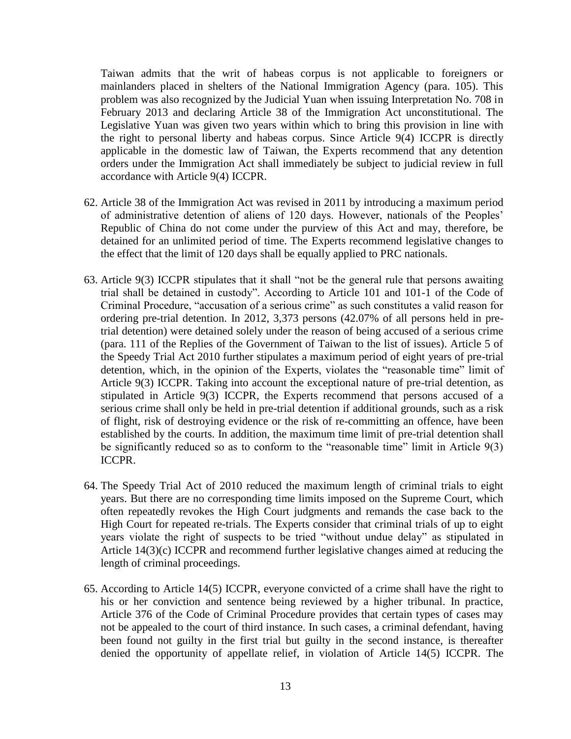Taiwan admits that the writ of habeas corpus is not applicable to foreigners or mainlanders placed in shelters of the National Immigration Agency (para. 105). This problem was also recognized by the Judicial Yuan when issuing Interpretation No. 708 in February 2013 and declaring Article 38 of the Immigration Act unconstitutional. The Legislative Yuan was given two years within which to bring this provision in line with the right to personal liberty and habeas corpus. Since Article 9(4) ICCPR is directly applicable in the domestic law of Taiwan, the Experts recommend that any detention orders under the Immigration Act shall immediately be subject to judicial review in full accordance with Article 9(4) ICCPR.

62. Article 38 of the Immigration Act was revised in 2011 by introducing a maximum period of administrative detention of aliens of 120 days. However, nationals of the Peoples' Republic of China do not come under the purview of this Act and may, therefore, be detained for an unlimited period of time. The Experts recommend legislative changes to the effect that the limit of 120 days shall be equally applied to PRC nationals.

63. Article 9(3) ICCPR stipulates that it shall "not be the general rule that persons awaiting trial shall be detained in custody". According to Article 101 and 101-1 of the Code of Criminal Procedure, "accusation of a serious crime" as such constitutes a valid reason for ordering pre-trial detention. In 2012, 3,373 persons (42.07% of all persons held in pre-trial detention) were detained solely under the reason of being accused of a serious crime (para. 111 of the Replies of the Government of Taiwan to the list of issues). Article 5 of the Speedy Trial Act 2010 further stipulates a maximum period of eight years of pre-trial detention, which, in the opinion of the Experts, violates the "reasonable time" limit of Article 9(3) ICCPR. Taking into account the exceptional nature of pre-trial detention, as stipulated in Article 9(3) ICCPR, the Experts recommend that persons accused of a serious crime shall only be held in pre-trial detention if additional grounds, such as a risk of flight, risk of destroying evidence or the risk of re-committing an offence, have been established by the courts. In addition, the maximum time limit of pre-trial detention shall be significantly reduced so as to conform to the "reasonable time" limit in Article 9(3) ICCPR.

64. The Speedy Trial Act of 2010 reduced the maximum length of criminal trials to eight years. But there are no corresponding time limits imposed on the Supreme Court, which often repeatedly revokes the High Court judgments and remands the case back to the High Court for repeated re-trials. The Experts consider that criminal trials of up to eight years violate the right of suspects to be tried "without undue delay" as stipulated in Article 14(3)(c) ICCPR and recommend further legislative changes aimed at reducing the length of criminal proceedings.

65. According to Article 14(5) ICCPR, everyone convicted of a crime shall have the right to his or her conviction and sentence being reviewed by a higher tribunal. In practice, Article 376 of the Code of Criminal Procedure provides that certain types of cases may not be appealed to the court of third instance. In such cases, a criminal defendant, having been found not guilty in the first trial but guilty in the second instance, is thereafter denied the opportunity of appellate relief, in violation of Article 14(5) ICCPR. The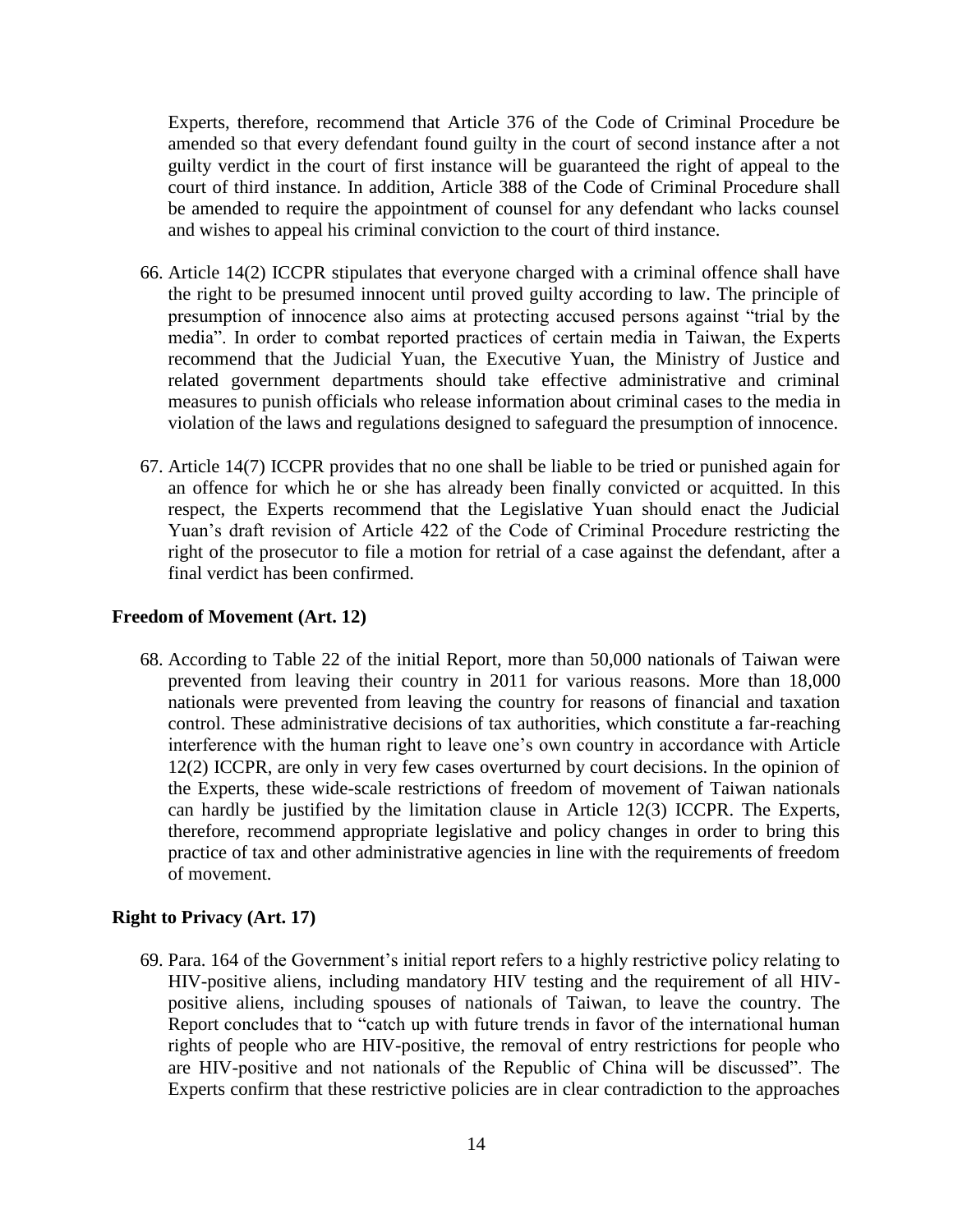Experts, therefore, recommend that Article 376 of the Code of Criminal Procedure be amended so that every defendant found guilty in the court of second instance after a not guilty verdict in the court of first instance will be guaranteed the right of appeal to the court of third instance. In addition, Article 388 of the Code of Criminal Procedure shall be amended to require the appointment of counsel for any defendant who lacks counsel and wishes to appeal his criminal conviction to the court of third instance.

66. Article 14(2) ICCPR stipulates that everyone charged with a criminal offence shall have the right to be presumed innocent until proved guilty according to law. The principle of presumption of innocence also aims at protecting accused persons against "trial by the media". In order to combat reported practices of certain media in Taiwan, the Experts recommend that the Judicial Yuan, the Executive Yuan, the Ministry of Justice and related government departments should take effective administrative and criminal measures to punish officials who release information about criminal cases to the media in violation of the laws and regulations designed to safeguard the presumption of innocence.

67. Article 14(7) ICCPR provides that no one shall be liable to be tried or punished again for an offence for which he or she has already been finally convicted or acquitted. In this respect, the Experts recommend that the Legislative Yuan should enact the Judicial Yuan's draft revision of Article 422 of the Code of Criminal Procedure restricting the right of the prosecutor to file a motion for retrial of a case against the defendant, after a final verdict has been confirmed.

### Freedom of Movement (Art. 12)

68. According to Table 22 of the initial Report, more than 50,000 nationals of Taiwan were prevented from leaving their country in 2011 for various reasons. More than 18,000 nationals were prevented from leaving the country for reasons of financial and taxation control. These administrative decisions of tax authorities, which constitute a far-reaching interference with the human right to leave one's own country in accordance with Article 12(2) ICCPR, are only in very few cases overturned by court decisions. In the opinion of the Experts, these wide-scale restrictions of freedom of movement of Taiwan nationals can hardly be justified by the limitation clause in Article 12(3) ICCPR. The Experts, therefore, recommend appropriate legislative and policy changes in order to bring this practice of tax and other administrative agencies in line with the requirements of freedom of movement.

### Right to Privacy (Art. 17)

69. Para. 164 of the Government's initial report refers to a highly restrictive policy relating to HIV-positive aliens, including mandatory HIV testing and the requirement of all HIV-positive aliens, including spouses of nationals of Taiwan, to leave the country. The Report concludes that to "catch up with future trends in favor of the international human rights of people who are HIV-positive, the removal of entry restrictions for people who are HIV-positive and not nationals of the Republic of China will be discussed". The Experts confirm that these restrictive policies are in clear contradiction to the approaches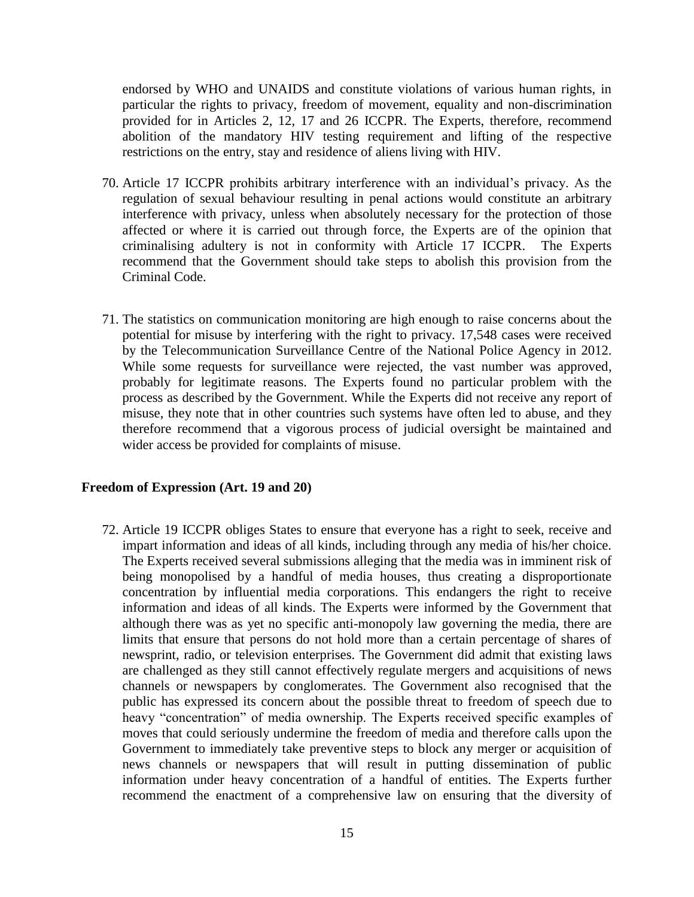endorsed by WHO and UNAIDS and constitute violations of various human rights, in particular the rights to privacy, freedom of movement, equality and non-discrimination provided for in Articles 2, 12, 17 and 26 ICCPR. The Experts, therefore, recommend abolition of the mandatory HIV testing requirement and lifting of the respective restrictions on the entry, stay and residence of aliens living with HIV.

70. Article 17 ICCPR prohibits arbitrary interference with an individual's privacy. As the regulation of sexual behaviour resulting in penal actions would constitute an arbitrary interference with privacy, unless when absolutely necessary for the protection of those affected or where it is carried out through force, the Experts are of the opinion that criminalising adultery is not in conformity with Article 17 ICCPR. The Experts recommend that the Government should take steps to abolish this provision from the Criminal Code.

71. The statistics on communication monitoring are high enough to raise concerns about the potential for misuse by interfering with the right to privacy. 17,548 cases were received by the Telecommunication Surveillance Centre of the National Police Agency in 2012. While some requests for surveillance were rejected, the vast number was approved, probably for legitimate reasons. The Experts found no particular problem with the process as described by the Government. While the Experts did not receive any report of misuse, they note that in other countries such systems have often led to abuse, and they therefore recommend that a vigorous process of judicial oversight be maintained and wider access be provided for complaints of misuse.

**Freedom of Expression (Art. 19 and 20)**

72. Article 19 ICCPR obliges States to ensure that everyone has a right to seek, receive and impart information and ideas of all kinds, including through any media of his/her choice. The Experts received several submissions alleging that the media was in imminent risk of being monopolised by a handful of media houses, thus creating a disproportionate concentration by influential media corporations. This endangers the right to receive information and ideas of all kinds. The Experts were informed by the Government that although there was as yet no specific anti-monopoly law governing the media, there are limits that ensure that persons do not hold more than a certain percentage of shares of newsprint, radio, or television enterprises. The Government did admit that existing laws are challenged as they still cannot effectively regulate mergers and acquisitions of news channels or newspapers by conglomerates. The Government also recognised that the public has expressed its concern about the possible threat to freedom of speech due to heavy "concentration" of media ownership. The Experts received specific examples of moves that could seriously undermine the freedom of media and therefore calls upon the Government to immediately take preventive steps to block any merger or acquisition of news channels or newspapers that will result in putting dissemination of public information under heavy concentration of a handful of entities. The Experts further recommend the enactment of a comprehensive law on ensuring that the diversity of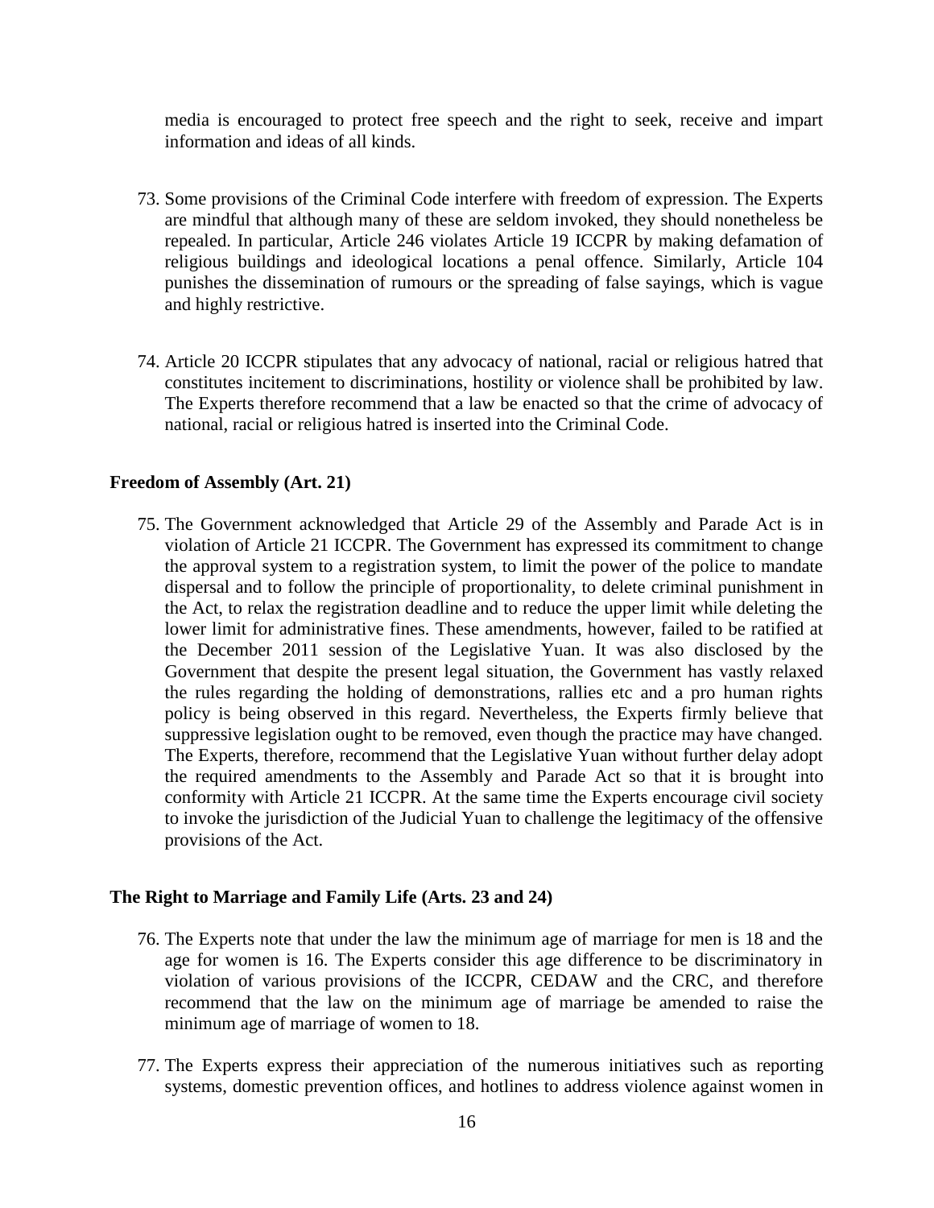media is encouraged to protect free speech and the right to seek, receive and impart information and ideas of all kinds.

73. Some provisions of the Criminal Code interfere with freedom of expression. The Experts are mindful that although many of these are seldom invoked, they should nonetheless be repealed. In particular, Article 246 violates Article 19 ICCPR by making defamation of religious buildings and ideological locations a penal offence. Similarly, Article 104 punishes the dissemination of rumours or the spreading of false sayings, which is vague and highly restrictive.

74. Article 20 ICCPR stipulates that any advocacy of national, racial or religious hatred that constitutes incitement to discriminations, hostility or violence shall be prohibited by law. The Experts therefore recommend that a law be enacted so that the crime of advocacy of national, racial or religious hatred is inserted into the Criminal Code.

**Freedom of Assembly (Art. 21)**

75. The Government acknowledged that Article 29 of the Assembly and Parade Act is in violation of Article 21 ICCPR. The Government has expressed its commitment to change the approval system to a registration system, to limit the power of the police to mandate dispersal and to follow the principle of proportionality, to delete criminal punishment in the Act, to relax the registration deadline and to reduce the upper limit while deleting the lower limit for administrative fines. These amendments, however, failed to be ratified at the December 2011 session of the Legislative Yuan. It was also disclosed by the Government that despite the present legal situation, the Government has vastly relaxed the rules regarding the holding of demonstrations, rallies etc and a pro human rights policy is being observed in this regard. Nevertheless, the Experts firmly believe that suppressive legislation ought to be removed, even though the practice may have changed. The Experts, therefore, recommend that the Legislative Yuan without further delay adopt the required amendments to the Assembly and Parade Act so that it is brought into conformity with Article 21 ICCPR. At the same time the Experts encourage civil society to invoke the jurisdiction of the Judicial Yuan to challenge the legitimacy of the offensive provisions of the Act.

**The Right to Marriage and Family Life (Arts. 23 and 24)**

76. The Experts note that under the law the minimum age of marriage for men is 18 and the age for women is 16. The Experts consider this age difference to be discriminatory in violation of various provisions of the ICCPR, CEDAW and the CRC, and therefore recommend that the law on the minimum age of marriage be amended to raise the minimum age of marriage of women to 18.

77. The Experts express their appreciation of the numerous initiatives such as reporting systems, domestic prevention offices, and hotlines to address violence against women in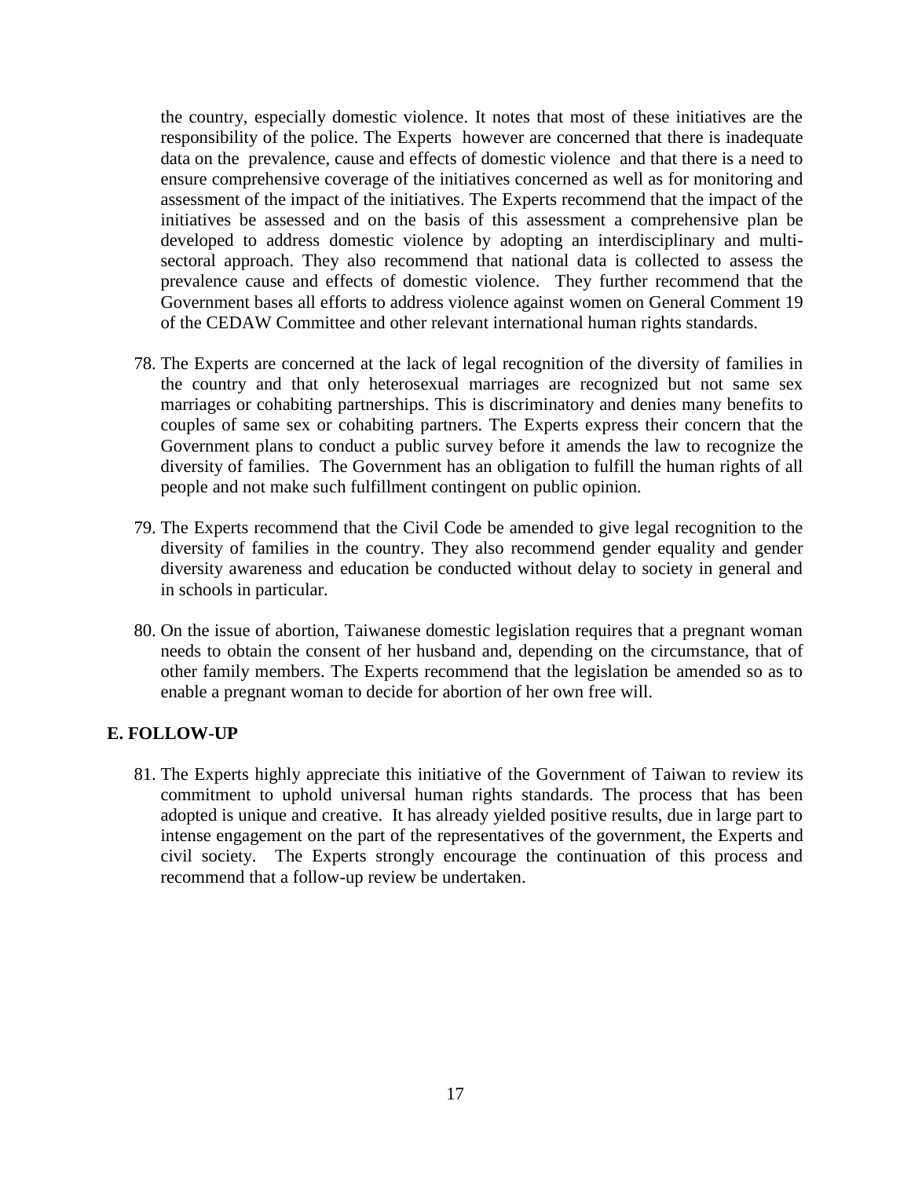the country, especially domestic violence. It notes that most of these initiatives are the responsibility of the police. The Experts however are concerned that there is inadequate data on the prevalence, cause and effects of domestic violence and that there is a need to ensure comprehensive coverage of the initiatives concerned as well as for monitoring and assessment of the impact of the initiatives. The Experts recommend that the impact of the initiatives be assessed and on the basis of this assessment a comprehensive plan be developed to address domestic violence by adopting an interdisciplinary and multi-sectoral approach. They also recommend that national data is collected to assess the prevalence cause and effects of domestic violence. They further recommend that the Government bases all efforts to address violence against women on General Comment 19 of the CEDAW Committee and other relevant international human rights standards.

78. The Experts are concerned at the lack of legal recognition of the diversity of families in the country and that only heterosexual marriages are recognized but not same sex marriages or cohabiting partnerships. This is discriminatory and denies many benefits to couples of same sex or cohabiting partners. The Experts express their concern that the Government plans to conduct a public survey before it amends the law to recognize the diversity of families. The Government has an obligation to fulfill the human rights of all people and not make such fulfillment contingent on public opinion.

79. The Experts recommend that the Civil Code be amended to give legal recognition to the diversity of families in the country. They also recommend gender equality and gender diversity awareness and education be conducted without delay to society in general and in schools in particular.

80. On the issue of abortion, Taiwanese domestic legislation requires that a pregnant woman needs to obtain the consent of her husband and, depending on the circumstance, that of other family members. The Experts recommend that the legislation be amended so as to enable a pregnant woman to decide for abortion of her own free will.

## E. FOLLOW-UP

81. The Experts highly appreciate this initiative of the Government of Taiwan to review its commitment to uphold universal human rights standards. The process that has been adopted is unique and creative. It has already yielded positive results, due in large part to intense engagement on the part of the representatives of the government, the Experts and civil society. The Experts strongly encourage the continuation of this process and recommend that a follow-up review be undertaken.